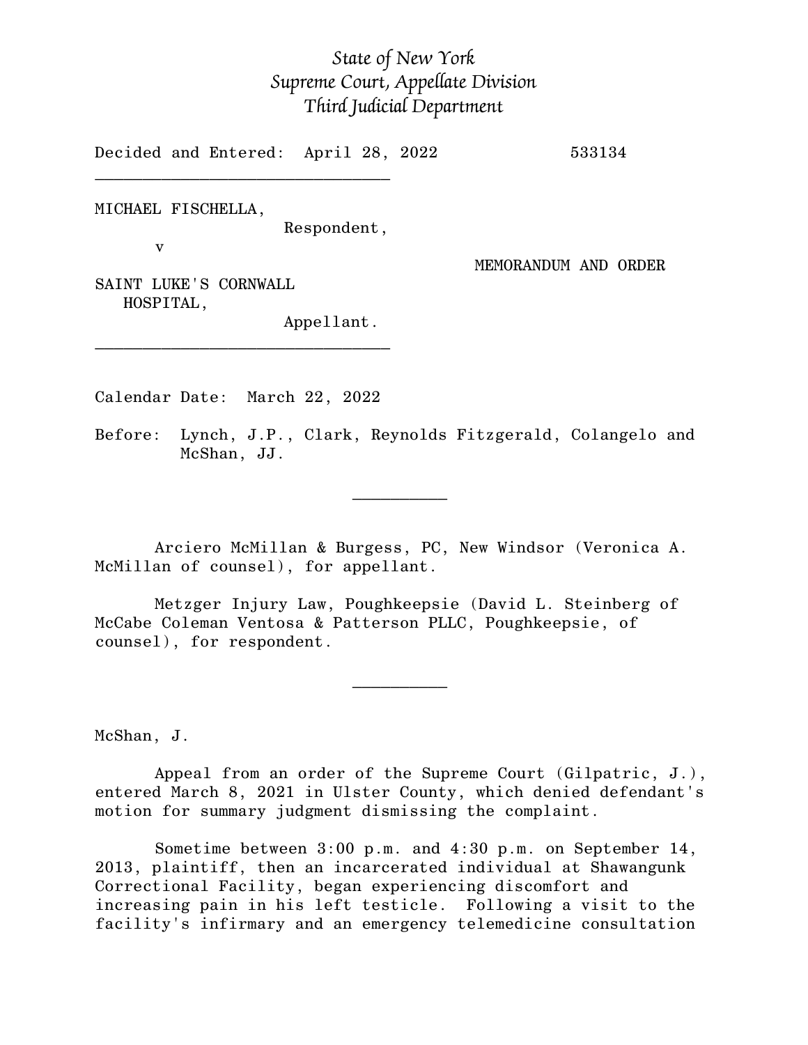*State of New York*
*Supreme Court, Appellate Division*
*Third Judicial Department*

Decided and Entered: April 28, 2022 533134

---

MICHAEL FISCHELLA,
Respondent,

v

MEMORANDUM AND ORDER

SAINT LUKE'S CORNWALL
HOSPITAL,
Appellant.

---

Calendar Date: March 22, 2022

Before: Lynch, J.P., Clark, Reynolds Fitzgerald, Colangelo and McShan, JJ.

---

Arciero McMillan & Burgess, PC, New Windsor (Veronica A. McMillan of counsel), for appellant.

Metzger Injury Law, Poughkeepsie (David L. Steinberg of McCabe Coleman Ventosa & Patterson PLLC, Poughkeepsie, of counsel), for respondent.

---

McShan, J.

Appeal from an order of the Supreme Court (Gilpatric, J.), entered March 8, 2021 in Ulster County, which denied defendant's motion for summary judgment dismissing the complaint.

Sometime between 3:00 p.m. and 4:30 p.m. on September 14, 2013, plaintiff, then an incarcerated individual at Shawangunk Correctional Facility, began experiencing discomfort and increasing pain in his left testicle. Following a visit to the facility's infirmary and an emergency telemedicine consultation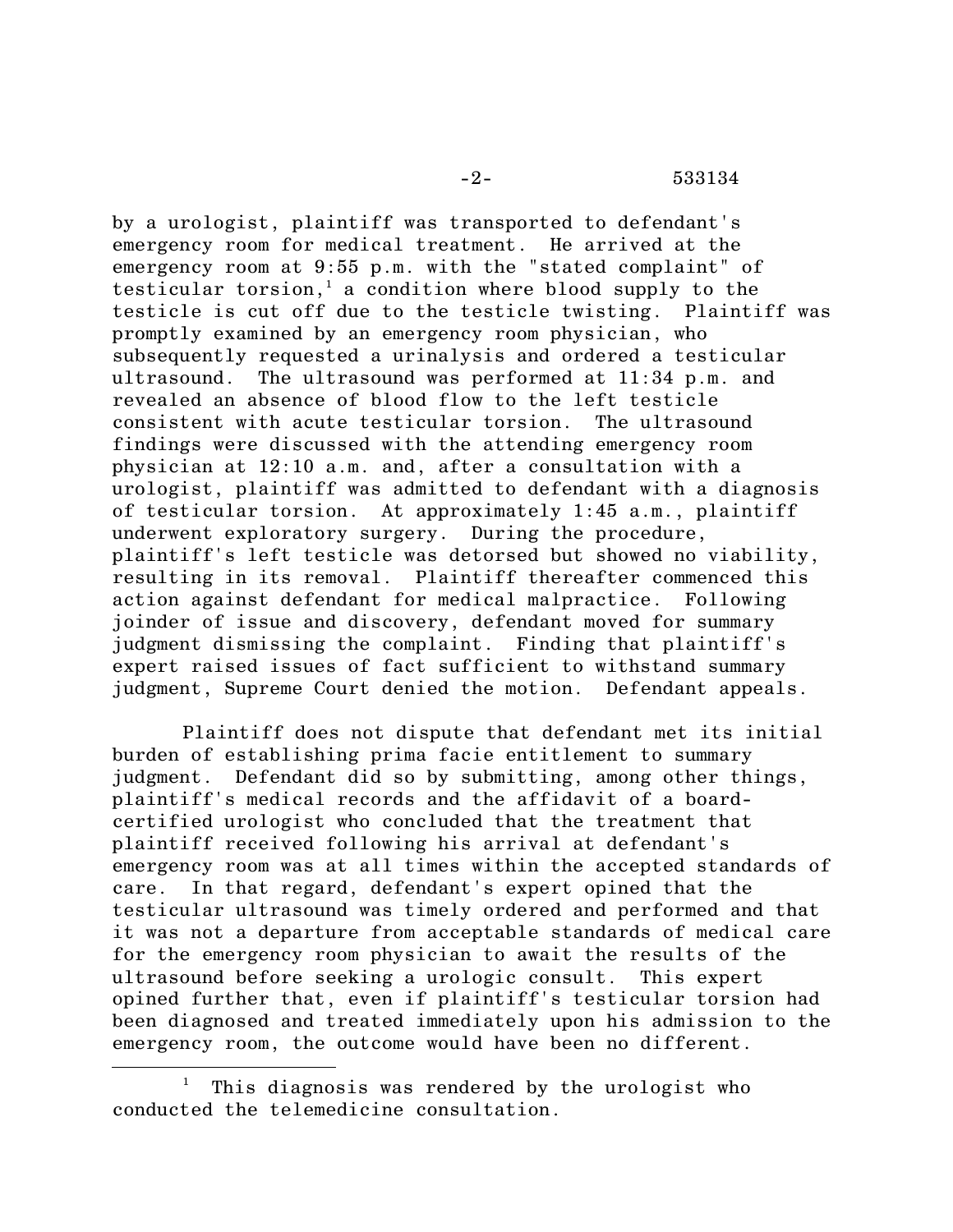by a urologist, plaintiff was transported to defendant's emergency room for medical treatment. He arrived at the emergency room at 9:55 p.m. with the "stated complaint" of testicular torsion,[1] a condition where blood supply to the testicle is cut off due to the testicle twisting. Plaintiff was promptly examined by an emergency room physician, who subsequently requested a urinalysis and ordered a testicular ultrasound. The ultrasound was performed at 11:34 p.m. and revealed an absence of blood flow to the left testicle consistent with acute testicular torsion. The ultrasound findings were discussed with the attending emergency room physician at 12:10 a.m. and, after a consultation with a urologist, plaintiff was admitted to defendant with a diagnosis of testicular torsion. At approximately 1:45 a.m., plaintiff underwent exploratory surgery. During the procedure, plaintiff's left testicle was detorsed but showed no viability, resulting in its removal. Plaintiff thereafter commenced this action against defendant for medical malpractice. Following joinder of issue and discovery, defendant moved for summary judgment dismissing the complaint. Finding that plaintiff's expert raised issues of fact sufficient to withstand summary judgment, Supreme Court denied the motion. Defendant appeals.

Plaintiff does not dispute that defendant met its initial burden of establishing prima facie entitlement to summary judgment. Defendant did so by submitting, among other things, plaintiff's medical records and the affidavit of a board-certified urologist who concluded that the treatment that plaintiff received following his arrival at defendant's emergency room was at all times within the accepted standards of care. In that regard, defendant's expert opined that the testicular ultrasound was timely ordered and performed and that it was not a departure from acceptable standards of medical care for the emergency room physician to await the results of the ultrasound before seeking a urologic consult. This expert opined further that, even if plaintiff's testicular torsion had been diagnosed and treated immediately upon his admission to the emergency room, the outcome would have been no different.

---

[1] This diagnosis was rendered by the urologist who conducted the telemedicine consultation.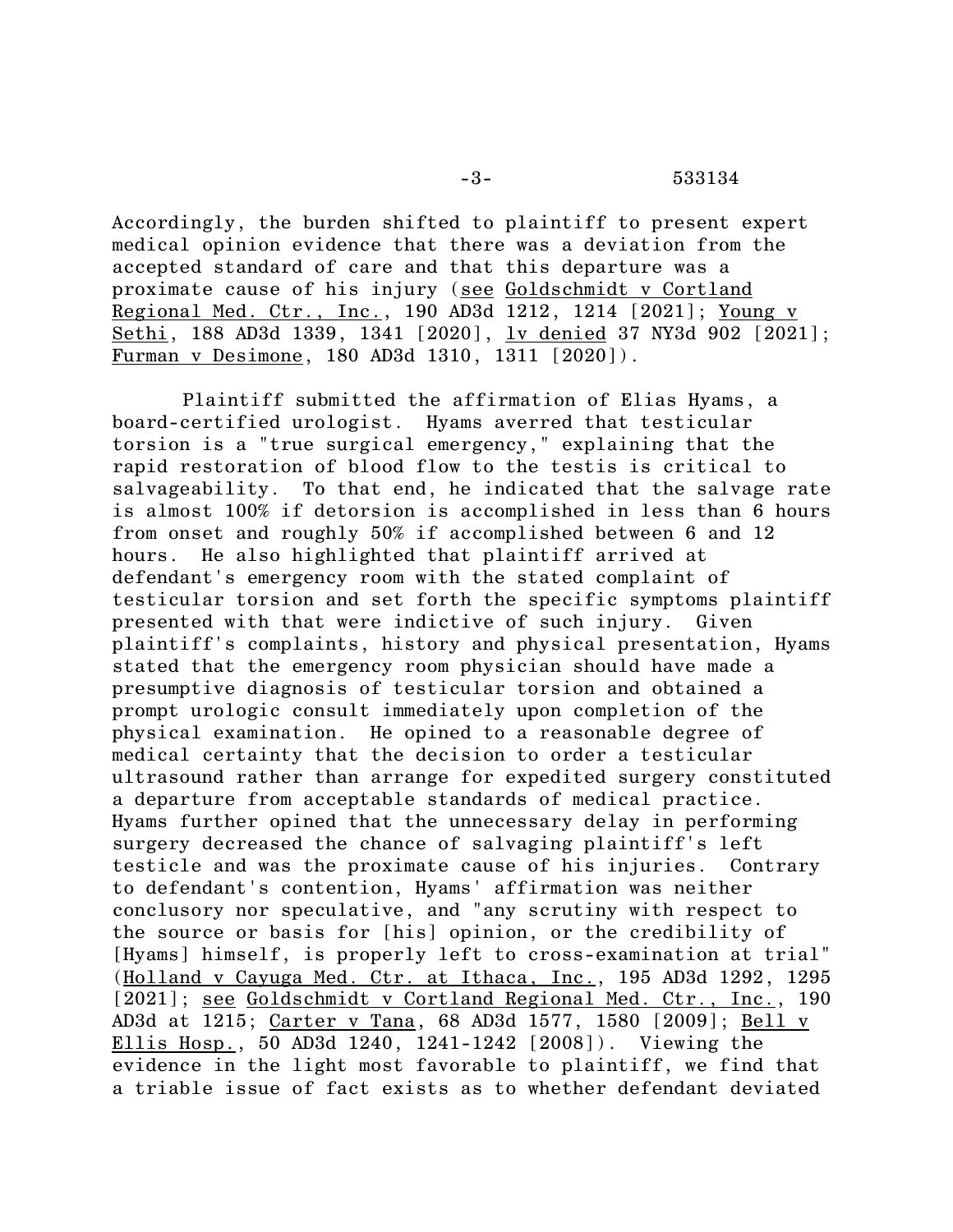Accordingly, the burden shifted to plaintiff to present expert medical opinion evidence that there was a deviation from the accepted standard of care and that this departure was a proximate cause of his injury (see Goldschmidt v Cortland Regional Med. Ctr., Inc., 190 AD3d 1212, 1214 [2021]; Young v Sethi, 188 AD3d 1339, 1341 [2020], lv denied 37 NY3d 902 [2021]; Furman v Desimone, 180 AD3d 1310, 1311 [2020]).

Plaintiff submitted the affirmation of Elias Hyams, a board-certified urologist. Hyams averred that testicular torsion is a "true surgical emergency," explaining that the rapid restoration of blood flow to the testis is critical to salvageability. To that end, he indicated that the salvage rate is almost 100% if detorsion is accomplished in less than 6 hours from onset and roughly 50% if accomplished between 6 and 12 hours. He also highlighted that plaintiff arrived at defendant's emergency room with the stated complaint of testicular torsion and set forth the specific symptoms plaintiff presented with that were indictive of such injury. Given plaintiff's complaints, history and physical presentation, Hyams stated that the emergency room physician should have made a presumptive diagnosis of testicular torsion and obtained a prompt urologic consult immediately upon completion of the physical examination. He opined to a reasonable degree of medical certainty that the decision to order a testicular ultrasound rather than arrange for expedited surgery constituted a departure from acceptable standards of medical practice. Hyams further opined that the unnecessary delay in performing surgery decreased the chance of salvaging plaintiff's left testicle and was the proximate cause of his injuries. Contrary to defendant's contention, Hyams' affirmation was neither conclusory nor speculative, and "any scrutiny with respect to the source or basis for [his] opinion, or the credibility of [Hyams] himself, is properly left to cross-examination at trial" (Holland v Cayuga Med. Ctr. at Ithaca, Inc., 195 AD3d 1292, 1295 [2021]; see Goldschmidt v Cortland Regional Med. Ctr., Inc., 190 AD3d at 1215; Carter v Tana, 68 AD3d 1577, 1580 [2009]; Bell v Ellis Hosp., 50 AD3d 1240, 1241-1242 [2008]). Viewing the evidence in the light most favorable to plaintiff, we find that a triable issue of fact exists as to whether defendant deviated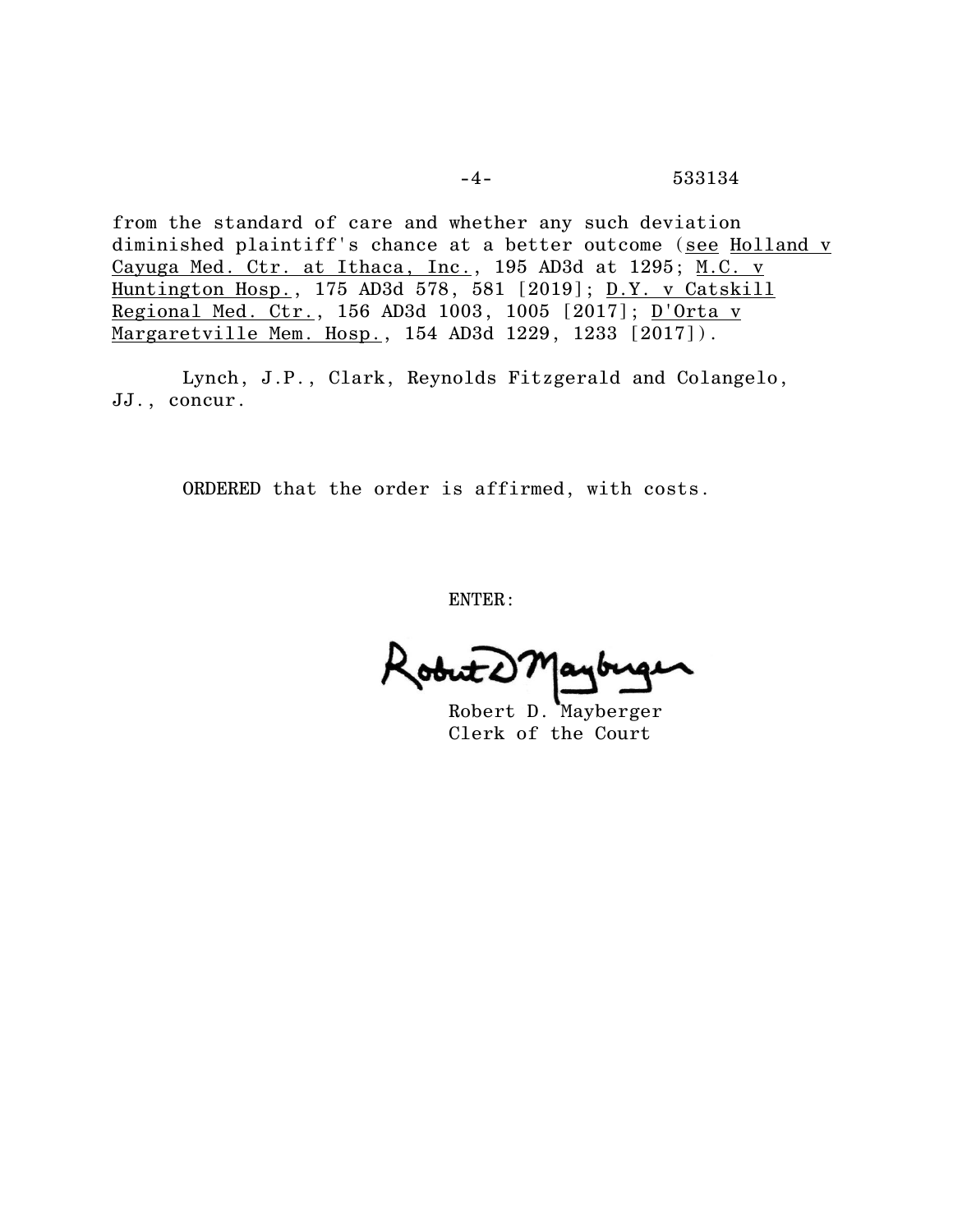from the standard of care and whether any such deviation diminished plaintiff's chance at a better outcome (see Holland v Cayuga Med. Ctr. at Ithaca, Inc., 195 AD3d at 1295; M.C. v Huntington Hosp., 175 AD3d 578, 581 [2019]; D.Y. v Catskill Regional Med. Ctr., 156 AD3d 1003, 1005 [2017]; D'Orta v Margaretville Mem. Hosp., 154 AD3d 1229, 1233 [2017]).

Lynch, J.P., Clark, Reynolds Fitzgerald and Colangelo, JJ., concur.

ORDERED that the order is affirmed, with costs.

ENTER:

Robert D. Mayberger
Clerk of the Court